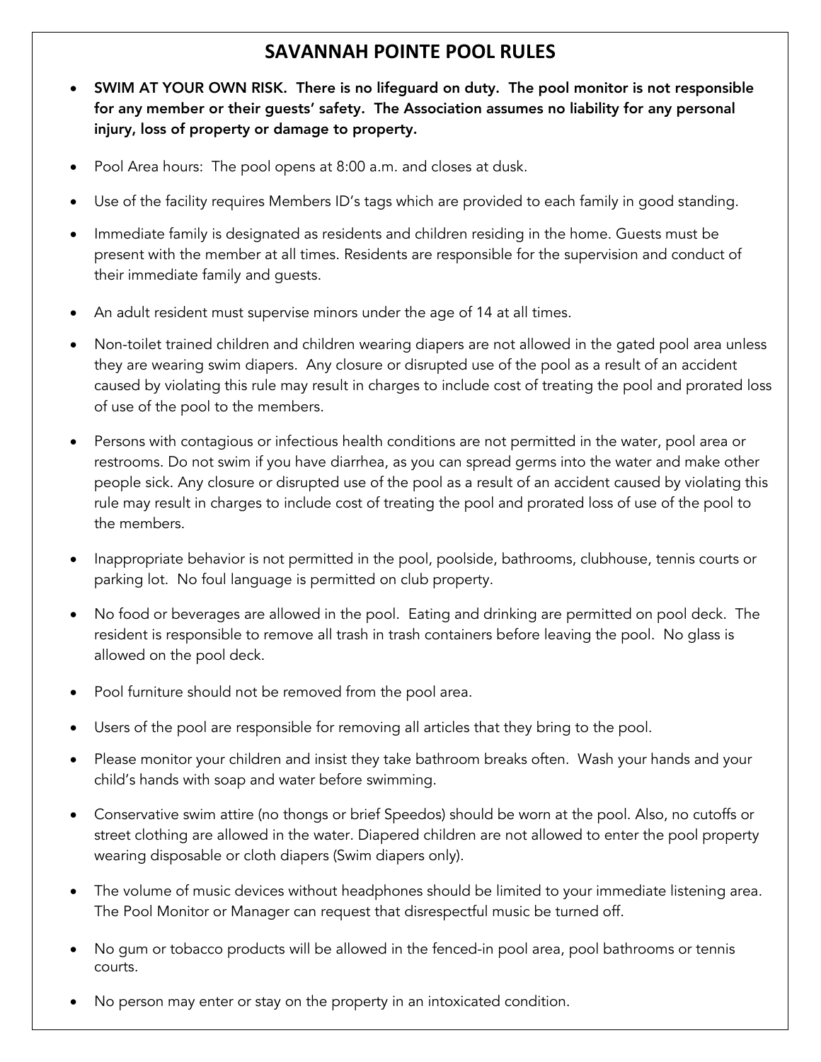# SAVANNAH POINTE POOL RULES

- **SWIM AT YOUR OWN RISK. There is no lifeguard on duty. The pool monitor is not responsible for any member or their guests' safety. The Association assumes no liability for any personal injury, loss of property or damage to property.**
- Pool Area hours: The pool opens at 8:00 a.m. and closes at dusk.
- Use of the facility requires Members ID's tags which are provided to each family in good standing.
- Immediate family is designated as residents and children residing in the home. Guests must be present with the member at all times. Residents are responsible for the supervision and conduct of their immediate family and guests.
- An adult resident must supervise minors under the age of 14 at all times.
- Non-toilet trained children and children wearing diapers are not allowed in the gated pool area unless they are wearing swim diapers. Any closure or disrupted use of the pool as a result of an accident caused by violating this rule may result in charges to include cost of treating the pool and prorated loss of use of the pool to the members.
- Persons with contagious or infectious health conditions are not permitted in the water, pool area or restrooms. Do not swim if you have diarrhea, as you can spread germs into the water and make other people sick. Any closure or disrupted use of the pool as a result of an accident caused by violating this rule may result in charges to include cost of treating the pool and prorated loss of use of the pool to the members.
- Inappropriate behavior is not permitted in the pool, poolside, bathrooms, clubhouse, tennis courts or parking lot. No foul language is permitted on club property.
- No food or beverages are allowed in the pool. Eating and drinking are permitted on pool deck. The resident is responsible to remove all trash in trash containers before leaving the pool. No glass is allowed on the pool deck.
- Pool furniture should not be removed from the pool area.
- Users of the pool are responsible for removing all articles that they bring to the pool.
- Please monitor your children and insist they take bathroom breaks often. Wash your hands and your child's hands with soap and water before swimming.
- Conservative swim attire (no thongs or brief Speedos) should be worn at the pool. Also, no cutoffs or street clothing are allowed in the water. Diapered children are not allowed to enter the pool property wearing disposable or cloth diapers (Swim diapers only).
- The volume of music devices without headphones should be limited to your immediate listening area. The Pool Monitor or Manager can request that disrespectful music be turned off.
- No gum or tobacco products will be allowed in the fenced-in pool area, pool bathrooms or tennis courts.
- No person may enter or stay on the property in an intoxicated condition.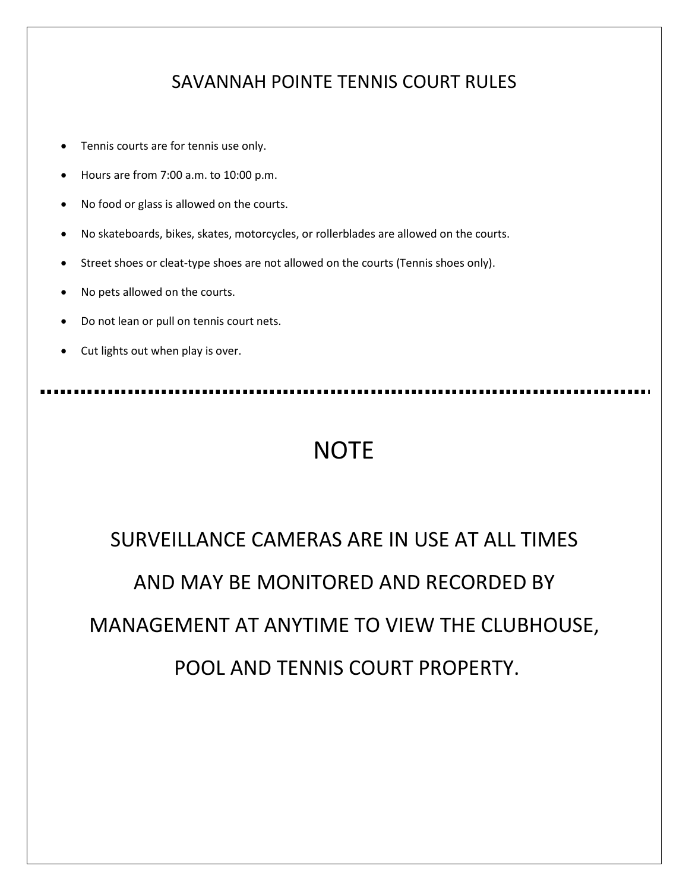# SAVANNAH POINTE TENNIS COURT RULES

- Tennis courts are for tennis use only.
- Hours are from 7:00 a.m. to 10:00 p.m.
- No food or glass is allowed on the courts.
- No skateboards, bikes, skates, motorcycles, or rollerblades are allowed on the courts.
- Street shoes or cleat-type shoes are not allowed on the courts (Tennis shoes only).
- No pets allowed on the courts.
- Do not lean or pull on tennis court nets.
- Cut lights out when play is over.

---

# NOTE

## SURVEILLANCE CAMERAS ARE IN USE AT ALL TIMES AND MAY BE MONITORED AND RECORDED BY MANAGEMENT AT ANYTIME TO VIEW THE CLUBHOUSE, POOL AND TENNIS COURT PROPERTY.